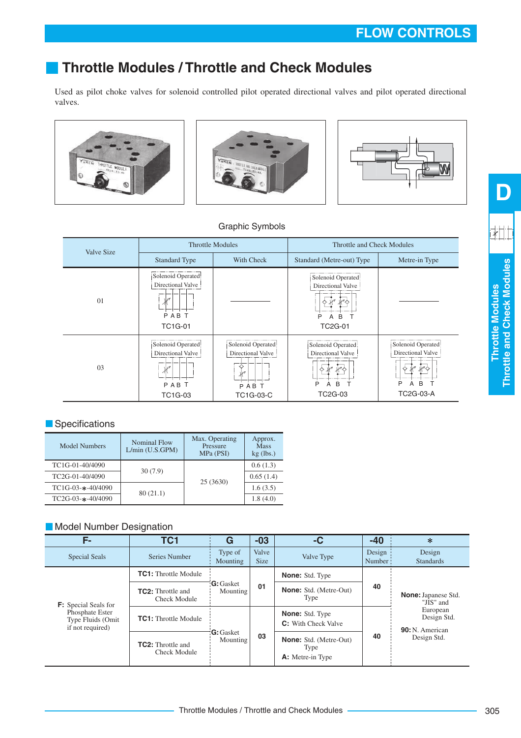# FLOW CONTROLS

## Throttle Modules / Throttle and Check Modules

Used as pilot choke valves for solenoid controlled pilot operated directional valves and pilot operated directional valves.

### Graphic Symbols

| Valve Size | Throttle Modules | | Throttle and Check Modules | |
|---|---|---|---|---|
| | Standard Type | With Check | Standard (Metre-out) Type | Metre-in Type |
| 01 | Solenoid Operated Directional Valve P A B T TC1G-01 | ———— | Solenoid Operated Directional Valve P A B T TC2G-01 | ———— |
| 03 | Solenoid Operated Directional Valve P A B T TC1G-03 | Solenoid Operated Directional Valve P A B T TC1G-03-C | Solenoid Operated Directional Valve P A B T TC2G-03 | Solenoid Operated Directional Valve P A B T TC2G-03-A |

### Specifications

| Model Numbers | Nominal Flow L/min (U.S.GPM) | Max. Operating Pressure MPa (PSI) | Approx. Mass kg (lbs.) |
|---|---|---|---|
| TC1G-01-40/4090 | 30 (7.9) | 25 (3630) | 0.6 (1.3) |
| TC2G-01-40/4090 | | | 0.65 (1.4) |
| TC1G-03-*-40/4090 | 80 (21.1) | | 1.6 (3.5) |
| TC2G-03-*-40/4090 | | | 1.8 (4.0) |

### Model Number Designation

| F- | TC1 | G | -03 | -C | -40 | * |
|---|---|---|---|---|---|---|
| Special Seals | Series Number | Type of Mounting | Valve Size | Valve Type | Design Number | Design Standards |
| **F:** Special Seals for Phosphate Ester Type Fluids (Omit if not required) | **TC1:** Throttle Module | **G:** Gasket Mounting | 01 | **None:** Std. Type | 40 | **None:** Japanese Std. "JIS" and European Design Std. **90:** N. American Design Std. |
| | **TC2:** Throttle and Check Module | | | **None:** Std. (Metre-Out) Type | | |
| | **TC1:** Throttle Module | **G:** Gasket Mounting | 03 | **None:** Std. Type **C:** With Check Valve | 40 | |
| | **TC2:** Throttle and Check Module | | | **None:** Std. (Metre-Out) Type **A:** Metre-in Type | | |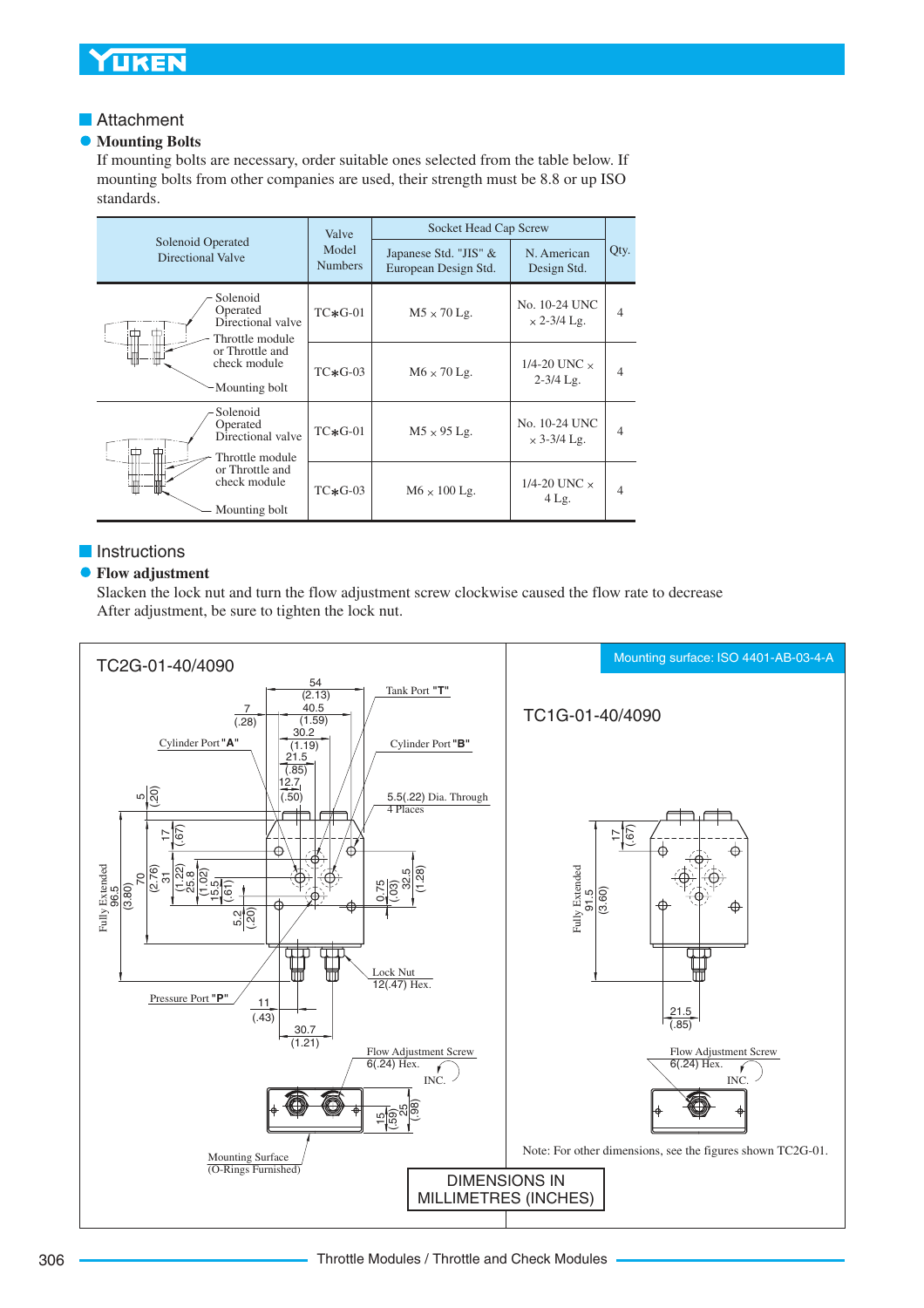## Attachment

### Mounting Bolts

If mounting bolts are necessary, order suitable ones selected from the table below. If mounting bolts from other companies are used, their strength must be 8.8 or up ISO standards.

| Solenoid Operated Directional Valve | Valve Model Numbers | Socket Head Cap Screw | | Qty. |
|---|---|---|---|---|
| | | Japanese Std. "JIS" & European Design Std. | N. American Design Std. | |
| Solenoid Operated Directional valve / Throttle module or Throttle and check module / Mounting bolt | TC∗G-01 | M5 × 70 Lg. | No. 10-24 UNC × 2-3/4 Lg. | 4 |
| | TC∗G-03 | M6 × 70 Lg. | 1/4-20 UNC × 2-3/4 Lg. | 4 |
| Solenoid Operated Directional valve / Throttle module or Throttle and check module / Mounting bolt | TC∗G-01 | M5 × 95 Lg. | No. 10-24 UNC × 3-3/4 Lg. | 4 |
| | TC∗G-03 | M6 × 100 Lg. | 1/4-20 UNC × 4 Lg. | 4 |

## Instructions

### Flow adjustment

Slacken the lock nut and turn the flow adjustment screw clockwise caused the flow rate to decrease
After adjustment, be sure to tighten the lock nut.

**TC2G-01-40/4090**

Tank Port "T"; Cylinder Port "A"; Cylinder Port "B"; 5.5(.22) Dia. Through 4 Places; Pressure Port "P"; Lock Nut 12(.47) Hex.; Flow Adjustment Screw 6(.24) Hex. INC.; Mounting Surface (O-Rings Furnished)

Dimensions: 54 (2.13); 40.5 (1.59); 30.2 (1.19); 21.5 (.85); 12.7 (.50); 7 (.28); 5 (.20); 17 (.67); Fully Extended 96.5 (3.80); 70 (2.76); 31 (1.22); 25.8 (1.02); 15.5 (.61); 5.2 (.20); 0.75 (.03); 32.5 (1.28); 11 (.43); 30.7 (1.21); 15 (.59); 25 (.98)

**Mounting surface: ISO 4401-AB-03-4-A**

**TC1G-01-40/4090**

17 (.67); Fully Extended 91.5 (3.60); 21.5 (.85); Flow Adjustment Screw 6(.24) Hex. INC.

Note: For other dimensions, see the figures shown TC2G-01.

DIMENSIONS IN MILLIMETRES (INCHES)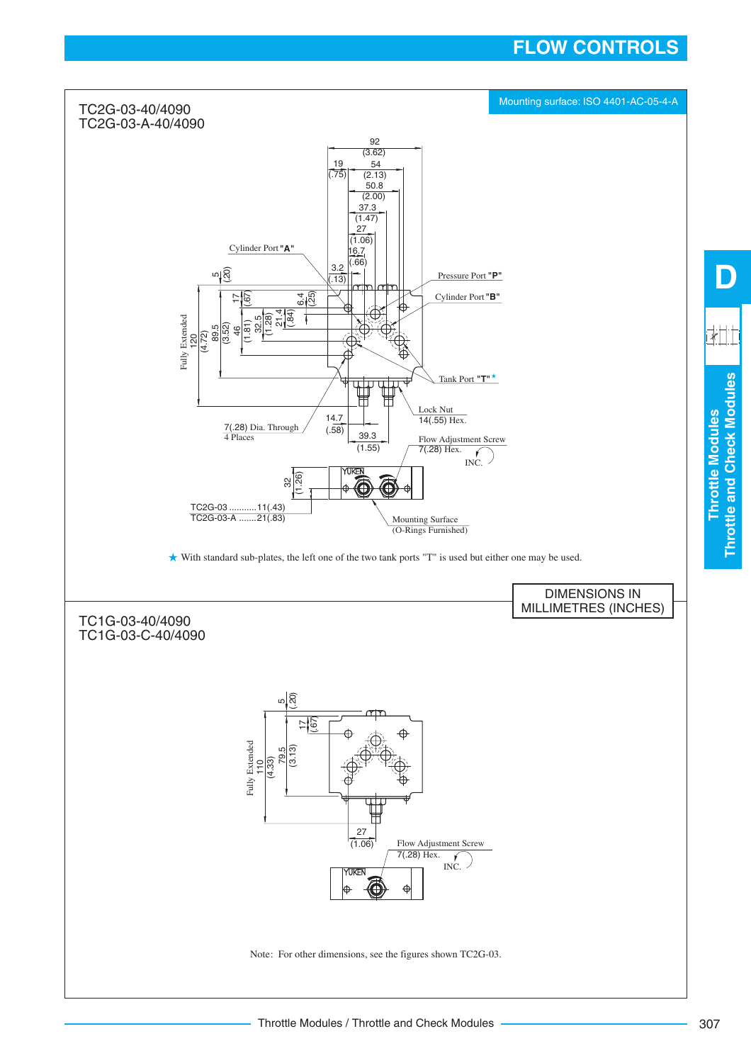# FLOW CONTROLS

## TC2G-03-40/4090
## TC2G-03-A-40/4090

Mounting surface: ISO 4401-AC-05-4-A

92 (3.62)
19 (.75)
54 (2.13)
50.8 (2.00)
37.3 (1.47)
27 (1.06)
16.7 (.66)
3.2 (.13)

Cylinder Port "A"
Pressure Port "P"
Cylinder Port "B"
Tank Port "T"★

5 (.20)
17 (.67)
6.4 (.25)
21.4 (.84)
32.5 (1.28)
46 (1.81)
89.5 (3.52)
Fully Extended 120 (4.72)

Lock Nut 14(.55) Hex.

7(.28) Dia. Through 4 Places

14.7 (.58)
39.3 (1.55)

Flow Adjustment Screw 7(.28) Hex.
INC.

32 (1.26)

TC2G-03 ...........11(.43)
TC2G-03-A .......21(.83)

Mounting Surface (O-Rings Furnished)

★ With standard sub-plates, the left one of the two tank ports "T" is used but either one may be used.

DIMENSIONS IN MILLIMETRES (INCHES)

## TC1G-03-40/4090
## TC1G-03-C-40/4090

5 (.20)
17 (.67)
79.5 (3.13)
Fully Extended 110 (4.33)

27 (1.06)

Flow Adjustment Screw 7(.28) Hex.
INC.

Note: For other dimensions, see the figures shown TC2G-03.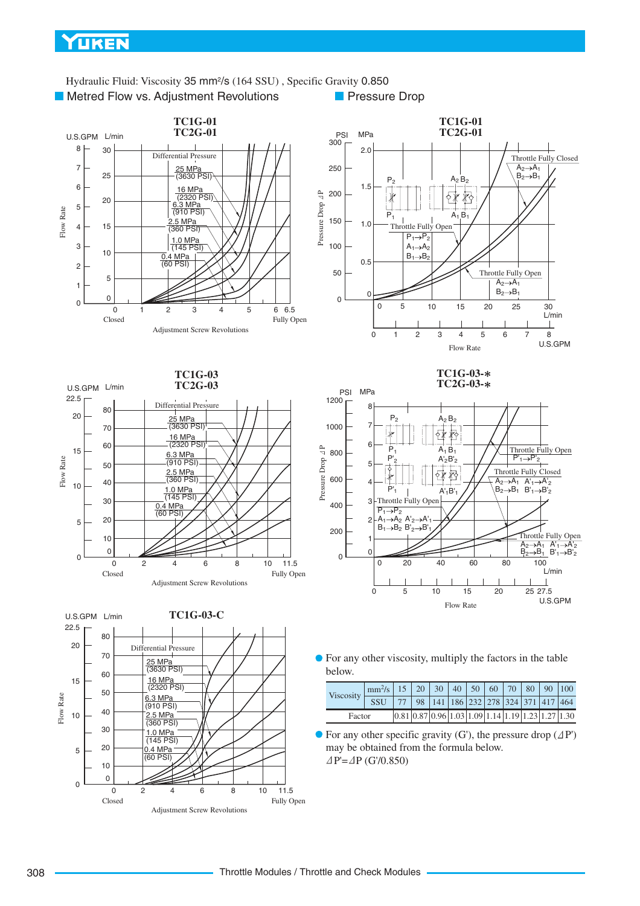Hydraulic Fluid: Viscosity 35 mm²/s (164 SSU) , Specific Gravity 0.850

## Metred Flow vs. Adjustment Revolutions

## Pressure Drop

**TC1G-01 / TC2G-01** (Metred Flow vs. Adjustment Revolutions)

Differential Pressure: 25 MPa (3630 PSI), 16 MPa (2320 PSI), 6.3 MPa (910 PSI), 2.5 MPa (360 PSI), 1.0 MPa (145 PSI), 0.4 MPa (60 PSI)

Flow Rate (U.S.GPM / L/min) vs. Adjustment Screw Revolutions (Closed – Fully Open)

**TC1G-01 / TC2G-01** (Pressure Drop)

Throttle Fully Closed: $A_2 \rightarrow A_1$, $B_2 \rightarrow B_1$

Throttle Fully Open: $P_1 \rightarrow P_2$, $A_1 \rightarrow A_2$, $B_1 \rightarrow B_2$

Throttle Fully Open: $A_2 \rightarrow A_1$, $B_2 \rightarrow B_1$

Pressure Drop ⊿P (PSI / MPa) vs. Flow Rate (L/min / U.S.GPM)

**TC1G-03 / TC2G-03** (Metred Flow vs. Adjustment Revolutions)

Differential Pressure: 25 MPa (3630 PSI), 16 MPa (2320 PSI), 6.3 MPa (910 PSI), 2.5 MPa (360 PSI), 1.0 MPa (145 PSI), 0.4 MPa (60 PSI)

Flow Rate (U.S.GPM / L/min) vs. Adjustment Screw Revolutions (Closed – Fully Open)

**TC1G-03-∗ / TC2G-03-∗** (Pressure Drop)

Throttle Fully Open: $P'_1 \rightarrow P'_2$

Throttle Fully Closed: $A_2 \rightarrow A_1$ $A'_1 \rightarrow A'_2$, $B_2 \rightarrow B_1$ $B'_1 \rightarrow B'_2$

Throttle Fully Open: $P_1 \rightarrow P_2$, $A_1 \rightarrow A_2$ $A'_2 \rightarrow A'_1$, $B_1 \rightarrow B_2$ $B'_2 \rightarrow B'_1$

Throttle Fully Open: $A_2 \rightarrow A_1$ $A'_1 \rightarrow A'_2$, $B_2 \rightarrow B_1$ $B'_1 \rightarrow B'_2$

Pressure Drop ⊿P (PSI / MPa) vs. Flow Rate (L/min / U.S.GPM)

**TC1G-03-C** (Metred Flow vs. Adjustment Revolutions)

Differential Pressure: 25 MPa (3630 PSI), 16 MPa (2320 PSI), 6.3 MPa (910 PSI), 2.5 MPa (360 PSI), 1.0 MPa (145 PSI), 0.4 MPa (60 PSI)

Flow Rate (U.S.GPM / L/min) vs. Adjustment Screw Revolutions (Closed – Fully Open)

- For any other viscosity, multiply the factors in the table below.

| Viscosity | mm²/s | 15 | 20 | 30 | 40 | 50 | 60 | 70 | 80 | 90 | 100 |
|---|---|---|---|---|---|---|---|---|---|---|---|
| | SSU | 77 | 98 | 141 | 186 | 232 | 278 | 324 | 371 | 417 | 464 |
| Factor | | 0.81 | 0.87 | 0.96 | 1.03 | 1.09 | 1.14 | 1.19 | 1.23 | 1.27 | 1.30 |

- For any other specific gravity (G'), the pressure drop (⊿P') may be obtained from the formula below.
  $\Delta P' = \Delta P \ (G'/0.850)$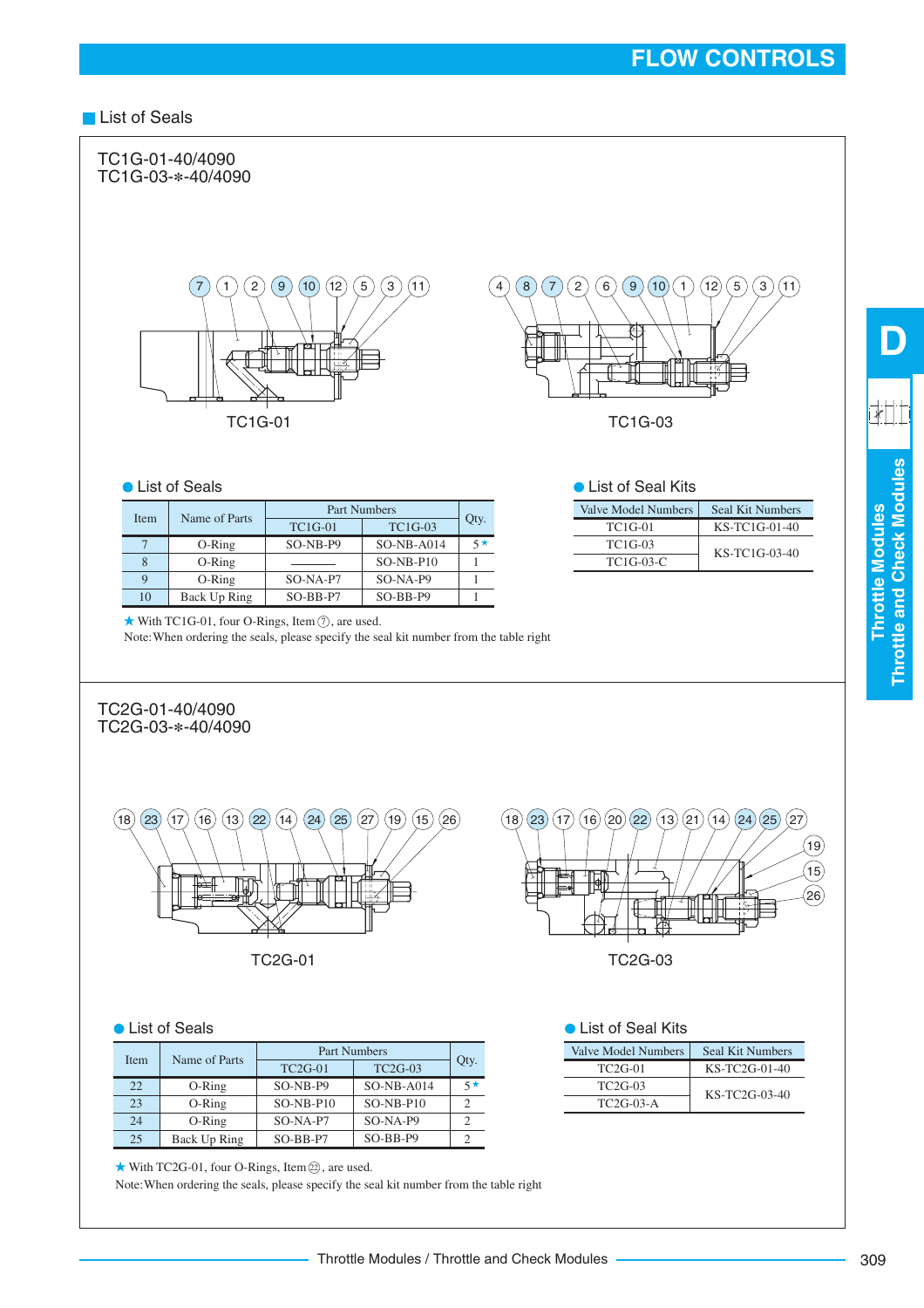## List of Seals

### TC1G-01-40/4090
### TC1G-03-*-40/4090

7 1 2 9 10 12 5 3 11

TC1G-01

4 8 7 2 6 9 10 1 12 5 3 11

TC1G-03

● List of Seals

| Item | Name of Parts | Part Numbers | | Qty. |
|---|---|---|---|---|
| | | TC1G-01 | TC1G-03 | |
| 7 | O-Ring | SO-NB-P9 | SO-NB-A014 | 5★ |
| 8 | O-Ring | ――― | SO-NB-P10 | 1 |
| 9 | O-Ring | SO-NA-P7 | SO-NA-P9 | 1 |
| 10 | Back Up Ring | SO-BB-P7 | SO-BB-P9 | 1 |

★ With TC1G-01, four O-Rings, Item ⑦, are used.
Note: When ordering the seals, please specify the seal kit number from the table right

● List of Seal Kits

| Valve Model Numbers | Seal Kit Numbers |
|---|---|
| TC1G-01 | KS-TC1G-01-40 |
| TC1G-03 | KS-TC1G-03-40 |
| TC1G-03-C | |

### TC2G-01-40/4090
### TC2G-03-*-40/4090

18 23 17 16 13 22 14 24 25 27 19 15 26

TC2G-01

18 23 17 16 20 22 13 21 14 24 25 27 19 15 26

TC2G-03

● List of Seals

| Item | Name of Parts | Part Numbers | | Qty. |
|---|---|---|---|---|
| | | TC2G-01 | TC2G-03 | |
| 22 | O-Ring | SO-NB-P9 | SO-NB-A014 | 5★ |
| 23 | O-Ring | SO-NB-P10 | SO-NB-P10 | 2 |
| 24 | O-Ring | SO-NA-P7 | SO-NA-P9 | 2 |
| 25 | Back Up Ring | SO-BB-P7 | SO-BB-P9 | 2 |

★ With TC2G-01, four O-Rings, Item ㉒, are used.
Note: When ordering the seals, please specify the seal kit number from the table right

● List of Seal Kits

| Valve Model Numbers | Seal Kit Numbers |
|---|---|
| TC2G-01 | KS-TC2G-01-40 |
| TC2G-03 | KS-TC2G-03-40 |
| TC2G-03-A | |